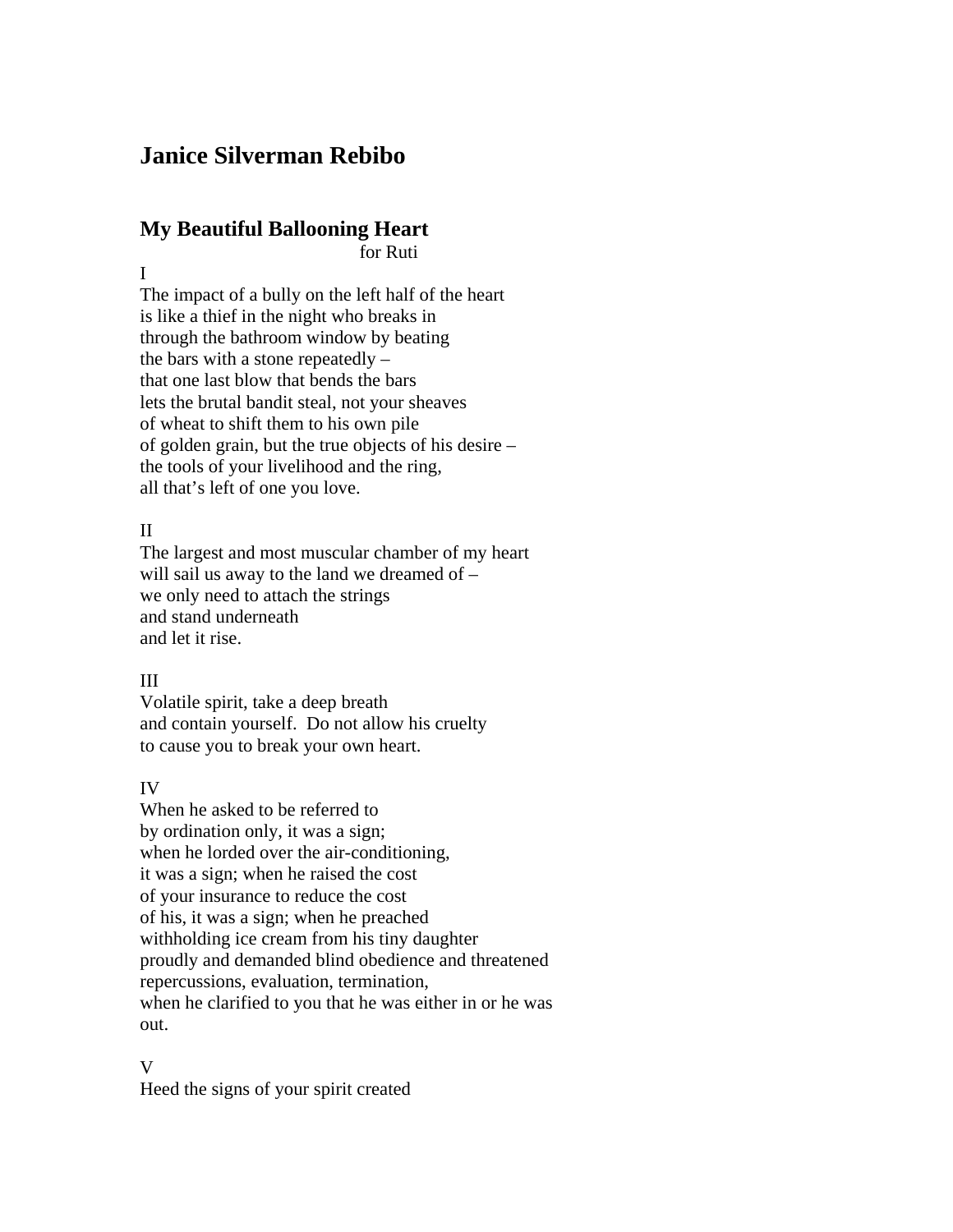## Janice Silverman Rebibo

### My Beautiful Ballooning Heart

for Ruti

I

The impact of a bully on the left half of the heart
is like a thief in the night who breaks in
through the bathroom window by beating
the bars with a stone repeatedly –
that one last blow that bends the bars
lets the brutal bandit steal, not your sheaves
of wheat to shift them to his own pile
of golden grain, but the true objects of his desire –
the tools of your livelihood and the ring,
all that's left of one you love.

II

The largest and most muscular chamber of my heart
will sail us away to the land we dreamed of –
we only need to attach the strings
and stand underneath
and let it rise.

III

Volatile spirit, take a deep breath
and contain yourself.  Do not allow his cruelty
to cause you to break your own heart.

IV

When he asked to be referred to
by ordination only, it was a sign;
when he lorded over the air-conditioning,
it was a sign; when he raised the cost
of your insurance to reduce the cost
of his, it was a sign; when he preached
withholding ice cream from his tiny daughter
proudly and demanded blind obedience and threatened
repercussions, evaluation, termination,
when he clarified to you that he was either in or he was
out.

V

Heed the signs of your spirit created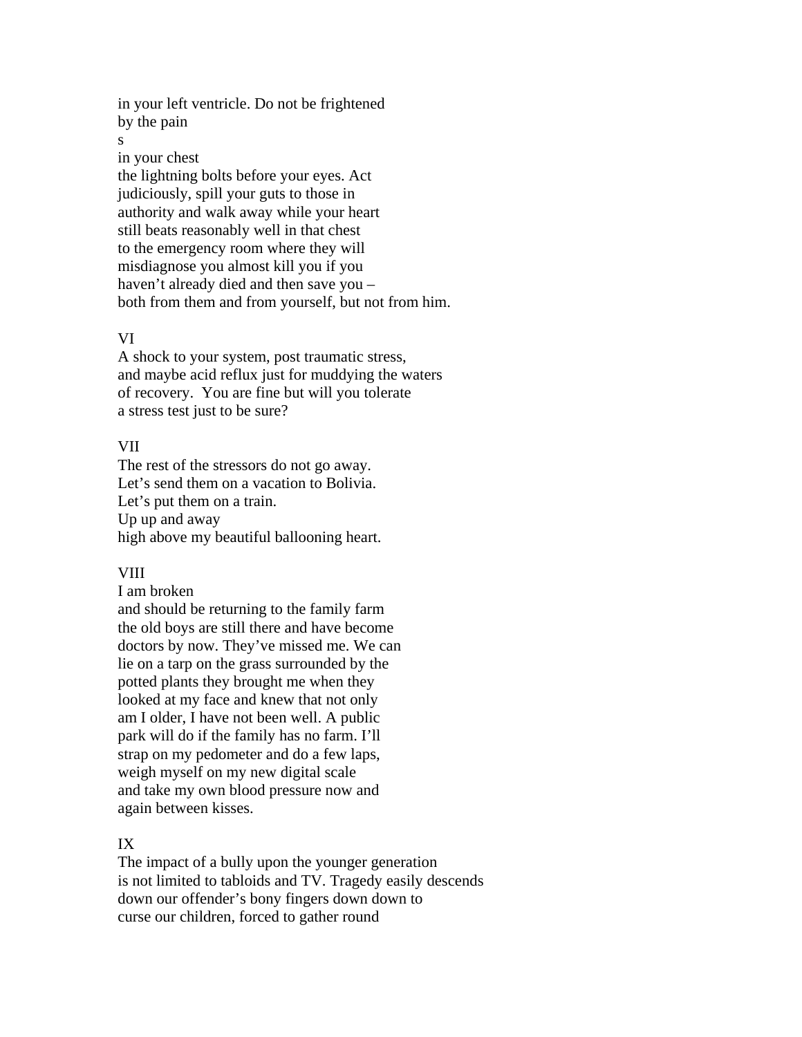in your left ventricle. Do not be frightened  
by the pain  
s  
in your chest  
the lightning bolts before your eyes. Act  
judiciously, spill your guts to those in  
authority and walk away while your heart  
still beats reasonably well in that chest  
to the emergency room where they will  
misdiagnose you almost kill you if you  
haven't already died and then save you –  
both from them and from yourself, but not from him.

VI  
A shock to your system, post traumatic stress,  
and maybe acid reflux just for muddying the waters  
of recovery.  You are fine but will you tolerate  
a stress test just to be sure?

VII  
The rest of the stressors do not go away.  
Let's send them on a vacation to Bolivia.  
Let's put them on a train.  
Up up and away  
high above my beautiful ballooning heart.

VIII  
I am broken  
and should be returning to the family farm  
the old boys are still there and have become  
doctors by now. They've missed me. We can  
lie on a tarp on the grass surrounded by the  
potted plants they brought me when they  
looked at my face and knew that not only  
am I older, I have not been well. A public  
park will do if the family has no farm. I'll  
strap on my pedometer and do a few laps,  
weigh myself on my new digital scale  
and take my own blood pressure now and  
again between kisses.

IX  
The impact of a bully upon the younger generation  
is not limited to tabloids and TV. Tragedy easily descends  
down our offender's bony fingers down down to  
curse our children, forced to gather round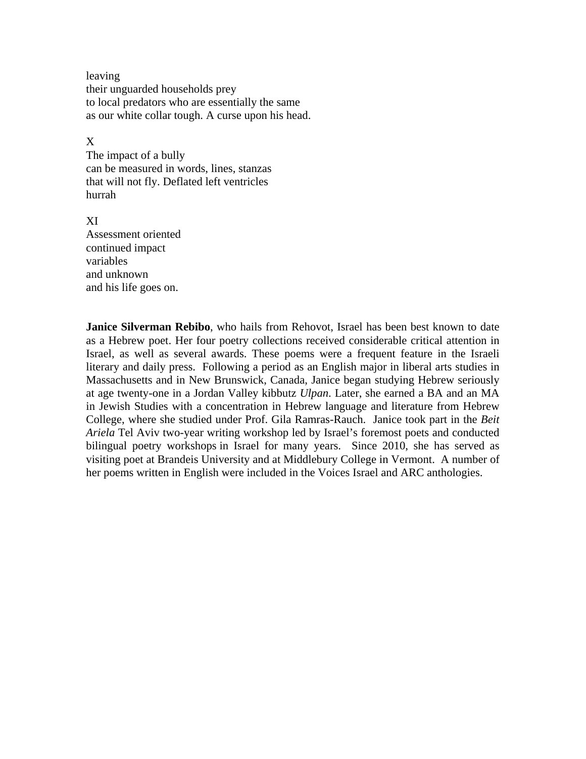leaving
their unguarded households prey
to local predators who are essentially the same
as our white collar tough. A curse upon his head.

X
The impact of a bully
can be measured in words, lines, stanzas
that will not fly. Deflated left ventricles
hurrah

XI
Assessment oriented
continued impact
variables
and unknown
and his life goes on.

**Janice Silverman Rebibo**, who hails from Rehovot, Israel has been best known to date as a Hebrew poet. Her four poetry collections received considerable critical attention in Israel, as well as several awards. These poems were a frequent feature in the Israeli literary and daily press. Following a period as an English major in liberal arts studies in Massachusetts and in New Brunswick, Canada, Janice began studying Hebrew seriously at age twenty-one in a Jordan Valley kibbutz *Ulpan*. Later, she earned a BA and an MA in Jewish Studies with a concentration in Hebrew language and literature from Hebrew College, where she studied under Prof. Gila Ramras-Rauch. Janice took part in the *Beit Ariela* Tel Aviv two-year writing workshop led by Israel's foremost poets and conducted bilingual poetry workshops in Israel for many years. Since 2010, she has served as visiting poet at Brandeis University and at Middlebury College in Vermont. A number of her poems written in English were included in the Voices Israel and ARC anthologies.